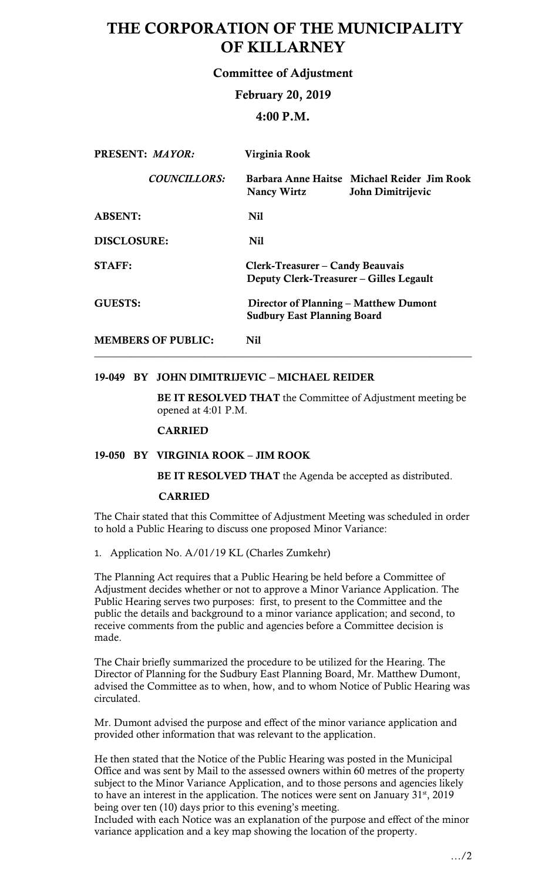# THE CORPORATION OF THE MUNICIPALITY OF KILLARNEY

## Committee of Adjustment

### February 20, 2019

### 4:00 P.M.

| | |
|---|---|
| **PRESENT:** ***MAYOR:*** | **Virginia Rook** |
| ***COUNCILLORS:*** | **Barbara Anne Haitse Michael Reider Jim Rook Nancy Wirtz John Dimitrijevic** |
| **ABSENT:** | **Nil** |
| **DISCLOSURE:** | **Nil** |
| **STAFF:** | **Clerk-Treasurer – Candy Beauvais**<br>**Deputy Clerk-Treasurer – Gilles Legault** |
| **GUESTS:** | **Director of Planning – Matthew Dumont**<br>**Sudbury East Planning Board** |
| **MEMBERS OF PUBLIC:** | **Nil** |

---

**19-049 BY JOHN DIMITRIJEVIC – MICHAEL REIDER**

**BE IT RESOLVED THAT** the Committee of Adjustment meeting be opened at 4:01 P.M.

**CARRIED**

**19-050 BY VIRGINIA ROOK – JIM ROOK**

**BE IT RESOLVED THAT** the Agenda be accepted as distributed.

**CARRIED**

The Chair stated that this Committee of Adjustment Meeting was scheduled in order to hold a Public Hearing to discuss one proposed Minor Variance:

1. Application No. A/01/19 KL (Charles Zumkehr)

The Planning Act requires that a Public Hearing be held before a Committee of Adjustment decides whether or not to approve a Minor Variance Application. The Public Hearing serves two purposes: first, to present to the Committee and the public the details and background to a minor variance application; and second, to receive comments from the public and agencies before a Committee decision is made.

The Chair briefly summarized the procedure to be utilized for the Hearing. The Director of Planning for the Sudbury East Planning Board, Mr. Matthew Dumont, advised the Committee as to when, how, and to whom Notice of Public Hearing was circulated.

Mr. Dumont advised the purpose and effect of the minor variance application and provided other information that was relevant to the application.

He then stated that the Notice of the Public Hearing was posted in the Municipal Office and was sent by Mail to the assessed owners within 60 metres of the property subject to the Minor Variance Application, and to those persons and agencies likely to have an interest in the application. The notices were sent on January 31st, 2019 being over ten (10) days prior to this evening's meeting.
Included with each Notice was an explanation of the purpose and effect of the minor variance application and a key map showing the location of the property.

…/2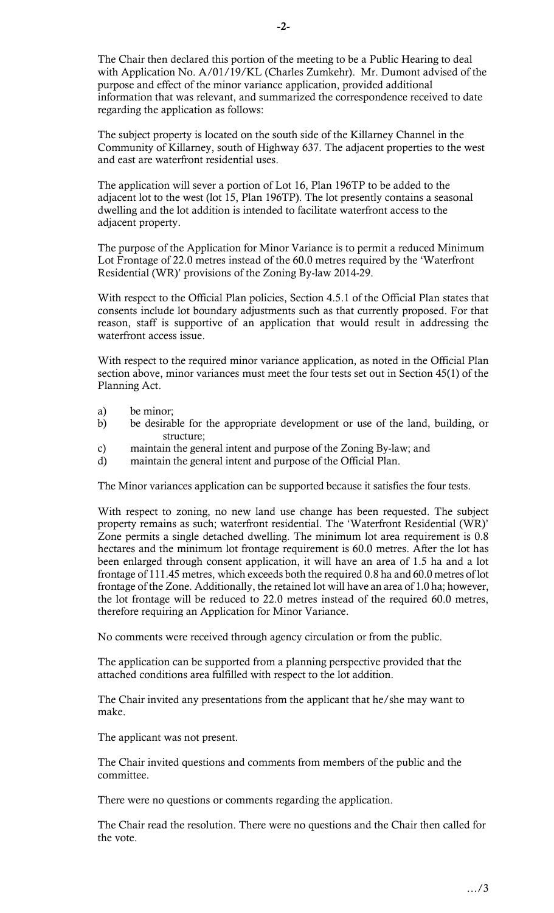The Chair then declared this portion of the meeting to be a Public Hearing to deal with Application No. A/01/19/KL (Charles Zumkehr). Mr. Dumont advised of the purpose and effect of the minor variance application, provided additional information that was relevant, and summarized the correspondence received to date regarding the application as follows:

The subject property is located on the south side of the Killarney Channel in the Community of Killarney, south of Highway 637. The adjacent properties to the west and east are waterfront residential uses.

The application will sever a portion of Lot 16, Plan 196TP to be added to the adjacent lot to the west (lot 15, Plan 196TP). The lot presently contains a seasonal dwelling and the lot addition is intended to facilitate waterfront access to the adjacent property.

The purpose of the Application for Minor Variance is to permit a reduced Minimum Lot Frontage of 22.0 metres instead of the 60.0 metres required by the 'Waterfront Residential (WR)' provisions of the Zoning By-law 2014-29.

With respect to the Official Plan policies, Section 4.5.1 of the Official Plan states that consents include lot boundary adjustments such as that currently proposed. For that reason, staff is supportive of an application that would result in addressing the waterfront access issue.

With respect to the required minor variance application, as noted in the Official Plan section above, minor variances must meet the four tests set out in Section 45(1) of the Planning Act.

a) be minor;
b) be desirable for the appropriate development or use of the land, building, or structure;
c) maintain the general intent and purpose of the Zoning By-law; and
d) maintain the general intent and purpose of the Official Plan.

The Minor variances application can be supported because it satisfies the four tests.

With respect to zoning, no new land use change has been requested. The subject property remains as such; waterfront residential. The 'Waterfront Residential (WR)' Zone permits a single detached dwelling. The minimum lot area requirement is 0.8 hectares and the minimum lot frontage requirement is 60.0 metres. After the lot has been enlarged through consent application, it will have an area of 1.5 ha and a lot frontage of 111.45 metres, which exceeds both the required 0.8 ha and 60.0 metres of lot frontage of the Zone. Additionally, the retained lot will have an area of 1.0 ha; however, the lot frontage will be reduced to 22.0 metres instead of the required 60.0 metres, therefore requiring an Application for Minor Variance.

No comments were received through agency circulation or from the public.

The application can be supported from a planning perspective provided that the attached conditions area fulfilled with respect to the lot addition.

The Chair invited any presentations from the applicant that he/she may want to make.

The applicant was not present.

The Chair invited questions and comments from members of the public and the committee.

There were no questions or comments regarding the application.

The Chair read the resolution. There were no questions and the Chair then called for the vote.

…/3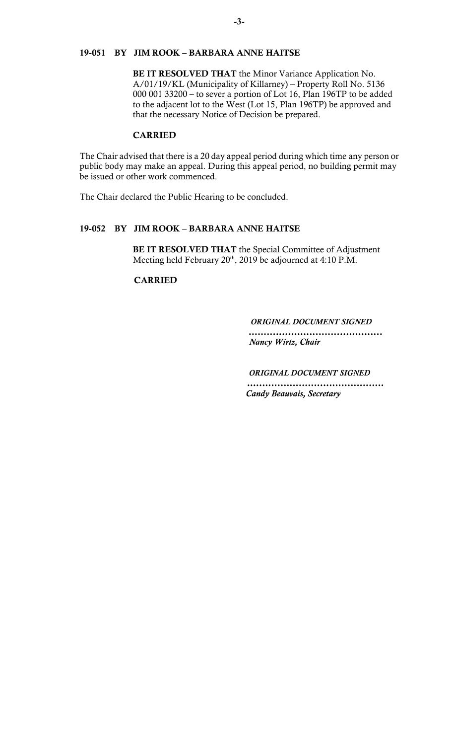**19-051 BY JIM ROOK – BARBARA ANNE HAITSE**

**BE IT RESOLVED THAT** the Minor Variance Application No. A/01/19/KL (Municipality of Killarney) – Property Roll No. 5136 000 001 33200 – to sever a portion of Lot 16, Plan 196TP to be added to the adjacent lot to the West (Lot 15, Plan 196TP) be approved and that the necessary Notice of Decision be prepared.

**CARRIED**

The Chair advised that there is a 20 day appeal period during which time any person or public body may make an appeal. During this appeal period, no building permit may be issued or other work commenced.

The Chair declared the Public Hearing to be concluded.

**19-052 BY JIM ROOK – BARBARA ANNE HAITSE**

**BE IT RESOLVED THAT** the Special Committee of Adjustment Meeting held February 20th, 2019 be adjourned at 4:10 P.M.

**CARRIED**

*ORIGINAL DOCUMENT SIGNED*

………………………………………

*Nancy Wirtz, Chair*

*ORIGINAL DOCUMENT SIGNED*

………………………………………

*Candy Beauvais, Secretary*